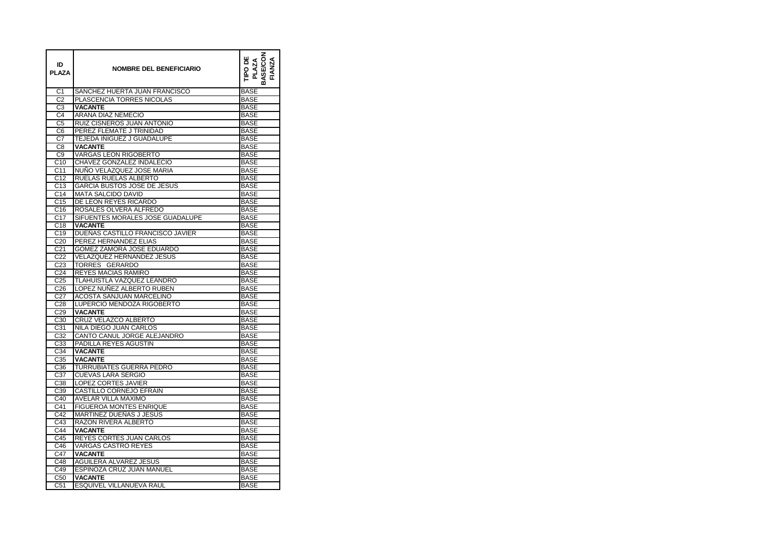| ID PLAZA | NOMBRE DEL BENEFICIARIO | TIPO DE PLAZA BASE/CONFIANZA |
| --- | --- | --- |
| C1 | SANCHEZ HUERTA JUAN FRANCISCO | BASE |
| C2 | PLASCENCIA TORRES NICOLAS | BASE |
| C3 | **VACANTE** | BASE |
| C4 | ARANA DIAZ NEMECIO | BASE |
| C5 | RUIZ CISNEROS JUAN ANTONIO | BASE |
| C6 | PEREZ FLEMATE J TRINIDAD | BASE |
| C7 | TEJEDA IÑIGUEZ J GUADALUPE | BASE |
| C8 | **VACANTE** | BASE |
| C9 | VARGAS LEON RIGOBERTO | BASE |
| C10 | CHAVEZ GONZALEZ INDALECIO | BASE |
| C11 | NUÑO VELAZQUEZ JOSE MARIA | BASE |
| C12 | RUELAS RUELAS ALBERTO | BASE |
| C13 | GARCIA BUSTOS JOSE DE JESUS | BASE |
| C14 | MATA SALCIDO DAVID | BASE |
| C15 | DE LEON REYES RICARDO | BASE |
| C16 | ROSALES OLVERA ALFREDO | BASE |
| C17 | SIFUENTES MORALES JOSE GUADALUPE | BASE |
| C18 | **VACANTE** | BASE |
| C19 | DUEÑAS CASTILLO FRANCISCO JAVIER | BASE |
| C20 | PEREZ HERNANDEZ ELIAS | BASE |
| C21 | GOMEZ ZAMORA JOSE EDUARDO | BASE |
| C22 | VELAZQUEZ HERNANDEZ JESUS | BASE |
| C23 | TORRES GERARDO | BASE |
| C24 | REYES MACIAS RAMIRO | BASE |
| C25 | TLAHUISTLA VAZQUEZ LEANDRO | BASE |
| C26 | LOPEZ NUÑEZ ALBERTO RUBEN | BASE |
| C27 | ACOSTA SANJUAN MARCELINO | BASE |
| C28 | LUPERCIO MENDOZA RIGOBERTO | BASE |
| C29 | **VACANTE** | BASE |
| C30 | CRUZ VELAZCO ALBERTO | BASE |
| C31 | NILA DIEGO JUAN CARLOS | BASE |
| C32 | CANTO CANUL JORGE ALEJANDRO | BASE |
| C33 | PADILLA REYES AGUSTIN | BASE |
| C34 | **VACANTE** | BASE |
| C35 | **VACANTE** | BASE |
| C36 | TURRUBIATES GUERRA PEDRO | BASE |
| C37 | CUEVAS LARA SERGIO | BASE |
| C38 | LOPEZ CORTES JAVIER | BASE |
| C39 | CASTILLO CORNEJO EFRAIN | BASE |
| C40 | AVELAR VILLA MAXIMO | BASE |
| C41 | FIGUEROA MONTES ENRIQUE | BASE |
| C42 | MARTINEZ DUEÑAS J JESUS | BASE |
| C43 | RAZON RIVERA ALBERTO | BASE |
| C44 | **VACANTE** | BASE |
| C45 | REYES CORTES JUAN CARLOS | BASE |
| C46 | VARGAS CASTRO REYES | BASE |
| C47 | **VACANTE** | BASE |
| C48 | AGUILERA ALVAREZ JESUS | BASE |
| C49 | ESPINOZA CRUZ JUAN MANUEL | BASE |
| C50 | **VACANTE** | BASE |
| C51 | ESQUIVEL VILLANUEVA RAUL | BASE |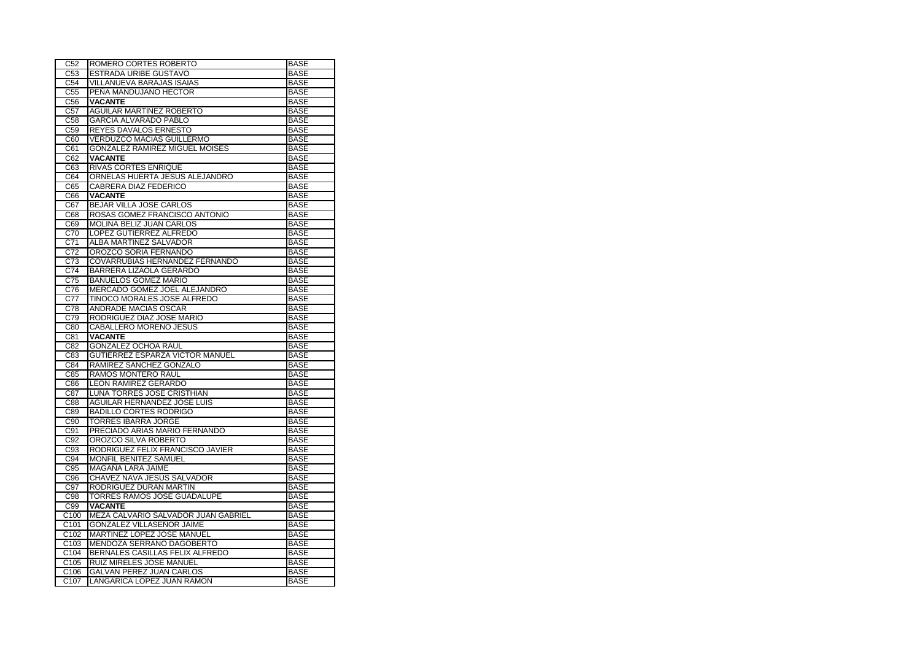| C52 | ROMERO CORTES ROBERTO | BASE |
|---|---|---|
| C53 | ESTRADA URIBE GUSTAVO | BASE |
| C54 | VILLANUEVA BARAJAS ISAIAS | BASE |
| C55 | PEÑA MANDUJANO HECTOR | BASE |
| C56 | **VACANTE** | BASE |
| C57 | AGUILAR MARTINEZ ROBERTO | BASE |
| C58 | GARCIA ALVARADO PABLO | BASE |
| C59 | REYES DAVALOS ERNESTO | BASE |
| C60 | VERDUZCO MACIAS GUILLERMO | BASE |
| C61 | GONZALEZ RAMIREZ MIGUEL MOISES | BASE |
| C62 | **VACANTE** | BASE |
| C63 | RIVAS CORTES ENRIQUE | BASE |
| C64 | ORNELAS HUERTA JESUS ALEJANDRO | BASE |
| C65 | CABRERA DIAZ FEDERICO | BASE |
| C66 | **VACANTE** | BASE |
| C67 | BEJAR VILLA JOSE CARLOS | BASE |
| C68 | ROSAS GOMEZ FRANCISCO ANTONIO | BASE |
| C69 | MOLINA BELIZ JUAN CARLOS | BASE |
| C70 | LOPEZ GUTIERREZ ALFREDO | BASE |
| C71 | ALBA MARTINEZ SALVADOR | BASE |
| C72 | OROZCO SORIA FERNANDO | BASE |
| C73 | COVARRUBIAS HERNANDEZ FERNANDO | BASE |
| C74 | BARRERA LIZAOLA GERARDO | BASE |
| C75 | BAÑUELOS GOMEZ MARIO | BASE |
| C76 | MERCADO GOMEZ JOEL ALEJANDRO | BASE |
| C77 | TINOCO MORALES JOSE ALFREDO | BASE |
| C78 | ANDRADE MACIAS OSCAR | BASE |
| C79 | RODRIGUEZ DIAZ JOSE MARIO | BASE |
| C80 | CABALLERO MORENO JESUS | BASE |
| C81 | **VACANTE** | BASE |
| C82 | GONZALEZ OCHOA RAUL | BASE |
| C83 | GUTIERREZ ESPARZA VICTOR MANUEL | BASE |
| C84 | RAMIREZ SANCHEZ GONZALO | BASE |
| C85 | RAMOS MONTERO RAUL | BASE |
| C86 | LEON RAMIREZ GERARDO | BASE |
| C87 | LUNA TORRES JOSE CRISTHIAN | BASE |
| C88 | AGUILAR HERNANDEZ JOSE LUIS | BASE |
| C89 | BADILLO CORTES RODRIGO | BASE |
| C90 | TORRES IBARRA JORGE | BASE |
| C91 | PRECIADO ARIAS MARIO FERNANDO | BASE |
| C92 | OROZCO SILVA ROBERTO | BASE |
| C93 | RODRIGUEZ FELIX FRANCISCO JAVIER | BASE |
| C94 | MONFIL BENITEZ SAMUEL | BASE |
| C95 | MAGAÑA LARA JAIME | BASE |
| C96 | CHAVEZ NAVA JESUS SALVADOR | BASE |
| C97 | RODRIGUEZ DURAN MARTIN | BASE |
| C98 | TORRES RAMOS JOSE GUADALUPE | BASE |
| C99 | **VACANTE** | BASE |
| C100 | MEZA CALVARIO SALVADOR JUAN GABRIEL | BASE |
| C101 | GONZALEZ VILLASEÑOR JAIME | BASE |
| C102 | MARTINEZ LOPEZ JOSE MANUEL | BASE |
| C103 | MENDOZA SERRANO DAGOBERTO | BASE |
| C104 | BERNALES CASILLAS FELIX ALFREDO | BASE |
| C105 | RUIZ MIRELES JOSE MANUEL | BASE |
| C106 | GALVAN PEREZ JUAN CARLOS | BASE |
| C107 | LANGARICA LOPEZ JUAN RAMON | BASE |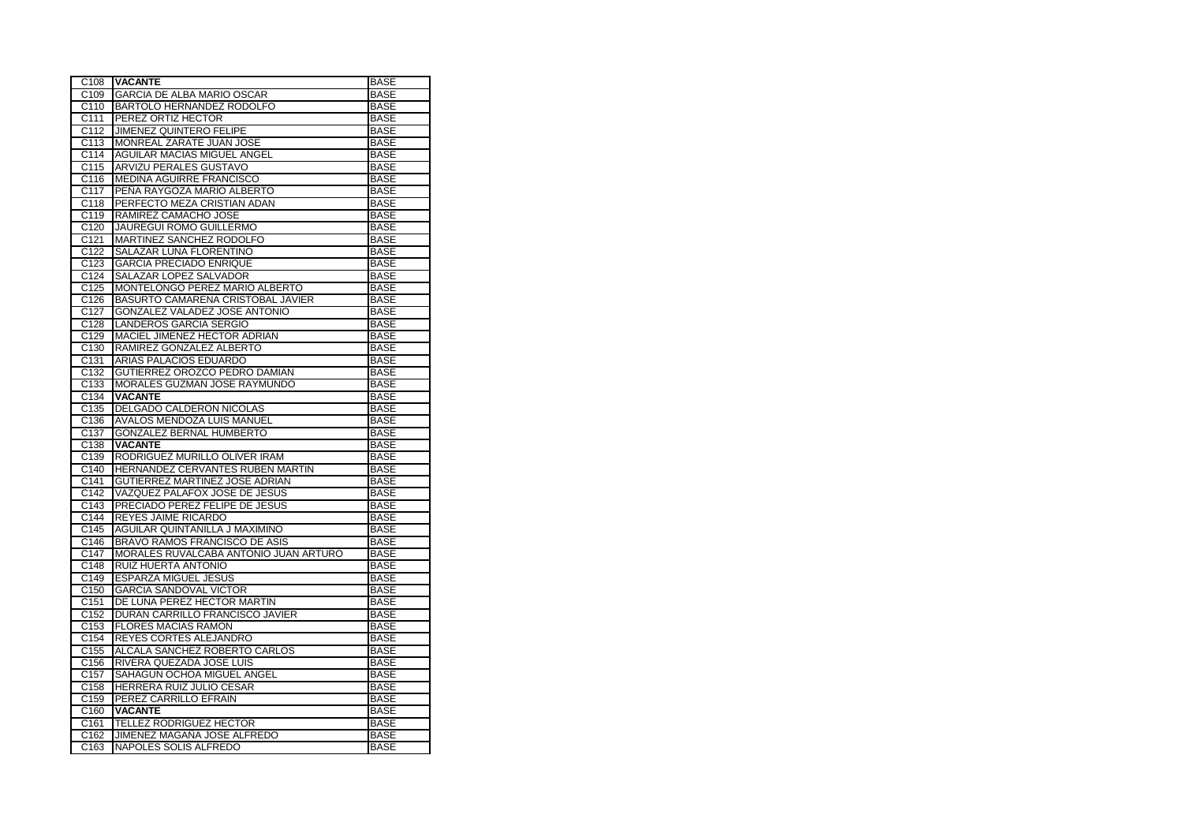| C108 | **VACANTE** | BASE |
|---|---|---|
| C109 | GARCIA DE ALBA MARIO OSCAR | BASE |
| C110 | BARTOLO HERNANDEZ RODOLFO | BASE |
| C111 | PEREZ ORTIZ HECTOR | BASE |
| C112 | JIMENEZ QUINTERO FELIPE | BASE |
| C113 | MONREAL ZARATE JUAN JOSE | BASE |
| C114 | AGUILAR MACIAS MIGUEL ANGEL | BASE |
| C115 | ARVIZU PERALES GUSTAVO | BASE |
| C116 | MEDINA AGUIRRE FRANCISCO | BASE |
| C117 | PEÑA RAYGOZA MARIO ALBERTO | BASE |
| C118 | PERFECTO MEZA CRISTIAN ADAN | BASE |
| C119 | RAMIREZ CAMACHO JOSE | BASE |
| C120 | JAUREGUI ROMO GUILLERMO | BASE |
| C121 | MARTINEZ SANCHEZ RODOLFO | BASE |
| C122 | SALAZAR LUNA FLORENTINO | BASE |
| C123 | GARCIA PRECIADO ENRIQUE | BASE |
| C124 | SALAZAR LOPEZ SALVADOR | BASE |
| C125 | MONTELONGO PEREZ MARIO ALBERTO | BASE |
| C126 | BASURTO CAMARENA CRISTOBAL JAVIER | BASE |
| C127 | GONZALEZ VALADEZ JOSE ANTONIO | BASE |
| C128 | LANDEROS GARCIA SERGIO | BASE |
| C129 | MACIEL JIMENEZ HECTOR ADRIAN | BASE |
| C130 | RAMIREZ GONZALEZ ALBERTO | BASE |
| C131 | ARIAS PALACIOS EDUARDO | BASE |
| C132 | GUTIERREZ OROZCO PEDRO DAMIAN | BASE |
| C133 | MORALES GUZMAN JOSE RAYMUNDO | BASE |
| C134 | **VACANTE** | BASE |
| C135 | DELGADO CALDERON NICOLAS | BASE |
| C136 | AVALOS MENDOZA LUIS MANUEL | BASE |
| C137 | GONZALEZ BERNAL HUMBERTO | BASE |
| C138 | **VACANTE** | BASE |
| C139 | RODRIGUEZ MURILLO OLIVER IRAM | BASE |
| C140 | HERNANDEZ CERVANTES RUBEN MARTIN | BASE |
| C141 | GUTIERREZ MARTINEZ JOSE ADRIAN | BASE |
| C142 | VAZQUEZ PALAFOX JOSE DE JESUS | BASE |
| C143 | PRECIADO PEREZ FELIPE DE JESUS | BASE |
| C144 | REYES JAIME RICARDO | BASE |
| C145 | AGUILAR QUINTANILLA J MAXIMINO | BASE |
| C146 | BRAVO RAMOS FRANCISCO DE ASIS | BASE |
| C147 | MORALES RUVALCABA ANTONIO JUAN ARTURO | BASE |
| C148 | RUIZ HUERTA ANTONIO | BASE |
| C149 | ESPARZA MIGUEL JESUS | BASE |
| C150 | GARCIA SANDOVAL VICTOR | BASE |
| C151 | DE LUNA PEREZ HECTOR MARTIN | BASE |
| C152 | DURAN CARRILLO FRANCISCO JAVIER | BASE |
| C153 | FLORES MACIAS RAMON | BASE |
| C154 | REYES CORTES ALEJANDRO | BASE |
| C155 | ALCALA SANCHEZ ROBERTO CARLOS | BASE |
| C156 | RIVERA QUEZADA JOSE LUIS | BASE |
| C157 | SAHAGUN OCHOA MIGUEL ANGEL | BASE |
| C158 | HERRERA RUIZ JULIO CESAR | BASE |
| C159 | PEREZ CARRILLO EFRAIN | BASE |
| C160 | **VACANTE** | BASE |
| C161 | TELLEZ RODRIGUEZ HECTOR | BASE |
| C162 | JIMENEZ MAGAÑA JOSE ALFREDO | BASE |
| C163 | NAPOLES SOLIS ALFREDO | BASE |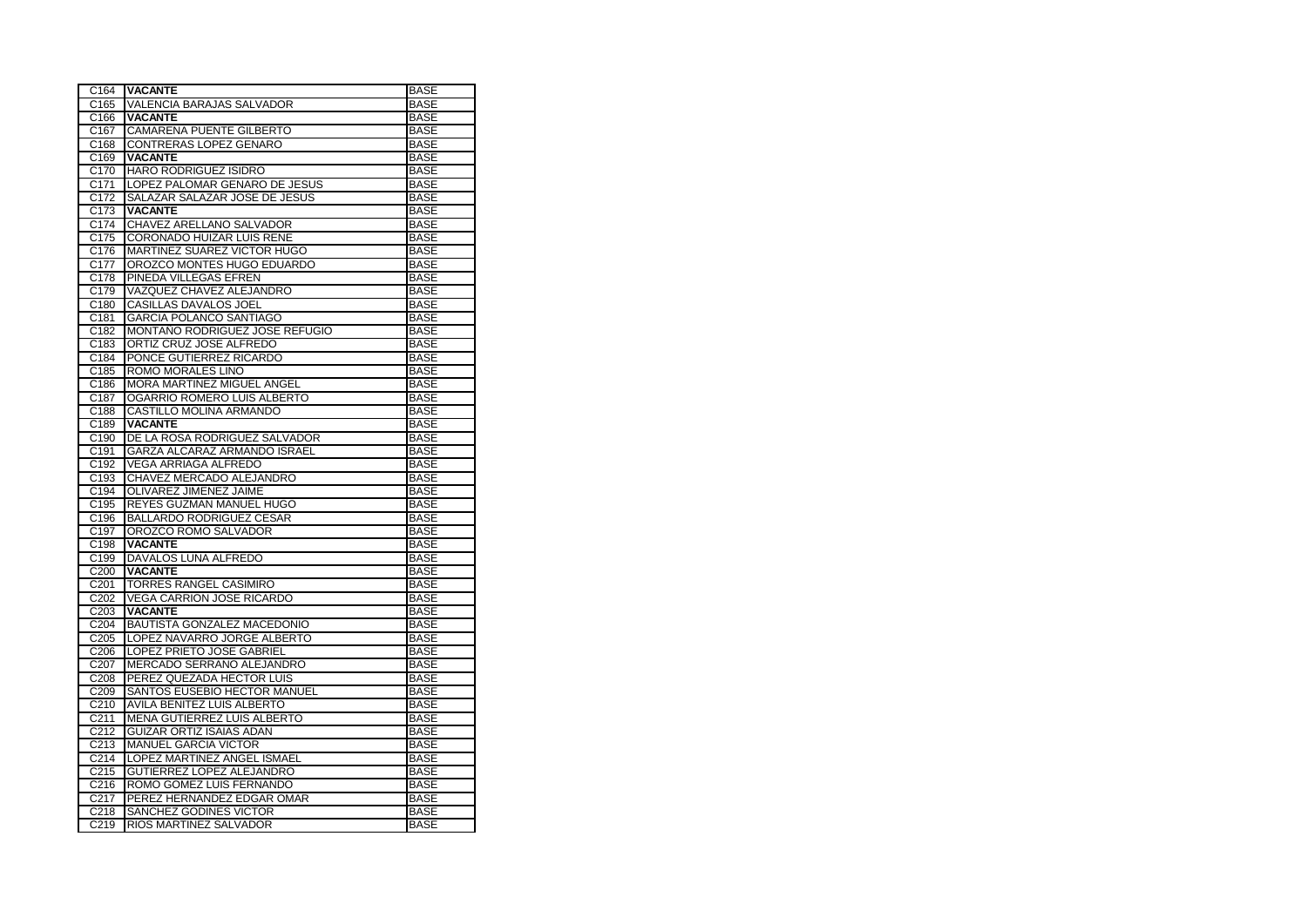| C164 | **VACANTE** | BASE |
|---|---|---|
| C165 | VALENCIA BARAJAS SALVADOR | BASE |
| C166 | **VACANTE** | BASE |
| C167 | CAMARENA PUENTE GILBERTO | BASE |
| C168 | CONTRERAS LOPEZ GENARO | BASE |
| C169 | **VACANTE** | BASE |
| C170 | HARO RODRIGUEZ ISIDRO | BASE |
| C171 | LOPEZ PALOMAR GENARO DE JESUS | BASE |
| C172 | SALAZAR SALAZAR JOSE DE JESUS | BASE |
| C173 | **VACANTE** | BASE |
| C174 | CHAVEZ ARELLANO SALVADOR | BASE |
| C175 | CORONADO HUIZAR LUIS RENE | BASE |
| C176 | MARTINEZ SUAREZ VICTOR HUGO | BASE |
| C177 | OROZCO MONTES HUGO EDUARDO | BASE |
| C178 | PINEDA VILLEGAS EFREN | BASE |
| C179 | VAZQUEZ CHAVEZ ALEJANDRO | BASE |
| C180 | CASILLAS DAVALOS JOEL | BASE |
| C181 | GARCIA POLANCO SANTIAGO | BASE |
| C182 | MONTAÑO RODRIGUEZ JOSE REFUGIO | BASE |
| C183 | ORTIZ CRUZ JOSE ALFREDO | BASE |
| C184 | PONCE GUTIERREZ RICARDO | BASE |
| C185 | ROMO MORALES LINO | BASE |
| C186 | MORA MARTINEZ MIGUEL ANGEL | BASE |
| C187 | OGARRIO ROMERO LUIS ALBERTO | BASE |
| C188 | CASTILLO MOLINA ARMANDO | BASE |
| C189 | **VACANTE** | BASE |
| C190 | DE LA ROSA RODRIGUEZ SALVADOR | BASE |
| C191 | GARZA ALCARAZ ARMANDO ISRAEL | BASE |
| C192 | VEGA ARRIAGA ALFREDO | BASE |
| C193 | CHAVEZ MERCADO ALEJANDRO | BASE |
| C194 | OLIVAREZ JIMENEZ JAIME | BASE |
| C195 | REYES GUZMAN MANUEL HUGO | BASE |
| C196 | BALLARDO RODRIGUEZ CESAR | BASE |
| C197 | OROZCO ROMO SALVADOR | BASE |
| C198 | **VACANTE** | BASE |
| C199 | DAVALOS LUNA ALFREDO | BASE |
| C200 | **VACANTE** | BASE |
| C201 | TORRES RANGEL CASIMIRO | BASE |
| C202 | VEGA CARRION JOSE RICARDO | BASE |
| C203 | **VACANTE** | BASE |
| C204 | BAUTISTA GONZALEZ MACEDONIO | BASE |
| C205 | LOPEZ NAVARRO JORGE ALBERTO | BASE |
| C206 | LOPEZ PRIETO JOSE GABRIEL | BASE |
| C207 | MERCADO SERRANO ALEJANDRO | BASE |
| C208 | PEREZ QUEZADA HECTOR LUIS | BASE |
| C209 | SANTOS EUSEBIO HECTOR MANUEL | BASE |
| C210 | AVILA BENITEZ LUIS ALBERTO | BASE |
| C211 | MENA GUTIERREZ LUIS ALBERTO | BASE |
| C212 | GUIZAR ORTIZ ISAIAS ADAN | BASE |
| C213 | MANUEL GARCIA VICTOR | BASE |
| C214 | LOPEZ MARTINEZ ANGEL ISMAEL | BASE |
| C215 | GUTIERREZ LOPEZ ALEJANDRO | BASE |
| C216 | ROMO GOMEZ LUIS FERNANDO | BASE |
| C217 | PEREZ HERNANDEZ EDGAR OMAR | BASE |
| C218 | SANCHEZ GODINES VICTOR | BASE |
| C219 | RIOS MARTINEZ SALVADOR | BASE |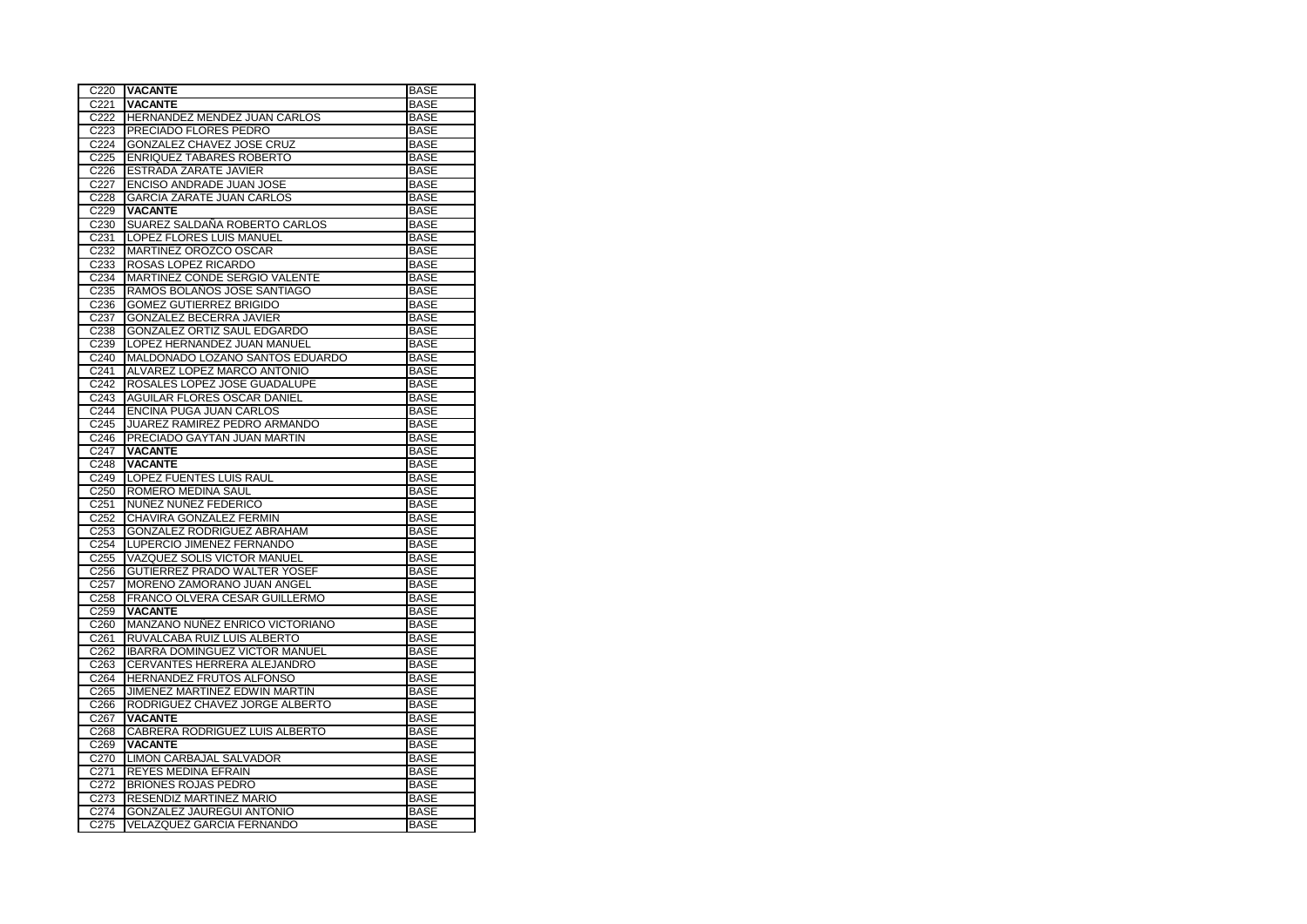| C220 | **VACANTE** | BASE |
|---|---|---|
| C221 | **VACANTE** | BASE |
| C222 | HERNANDEZ MENDEZ JUAN CARLOS | BASE |
| C223 | PRECIADO FLORES PEDRO | BASE |
| C224 | GONZALEZ CHAVEZ JOSE CRUZ | BASE |
| C225 | ENRIQUEZ TABARES ROBERTO | BASE |
| C226 | ESTRADA ZARATE JAVIER | BASE |
| C227 | ENCISO ANDRADE JUAN JOSE | BASE |
| C228 | GARCIA ZARATE JUAN CARLOS | BASE |
| C229 | **VACANTE** | BASE |
| C230 | SUAREZ SALDAÑA ROBERTO CARLOS | BASE |
| C231 | LOPEZ FLORES LUIS MANUEL | BASE |
| C232 | MARTINEZ OROZCO OSCAR | BASE |
| C233 | ROSAS LOPEZ RICARDO | BASE |
| C234 | MARTINEZ CONDE SERGIO VALENTE | BASE |
| C235 | RAMOS BOLAÑOS JOSE SANTIAGO | BASE |
| C236 | GOMEZ GUTIERREZ BRIGIDO | BASE |
| C237 | GONZALEZ BECERRA JAVIER | BASE |
| C238 | GONZALEZ ORTIZ SAUL EDGARDO | BASE |
| C239 | LOPEZ HERNANDEZ JUAN MANUEL | BASE |
| C240 | MALDONADO LOZANO SANTOS EDUARDO | BASE |
| C241 | ALVAREZ LOPEZ MARCO ANTONIO | BASE |
| C242 | ROSALES LOPEZ JOSE GUADALUPE | BASE |
| C243 | AGUILAR FLORES OSCAR DANIEL | BASE |
| C244 | ENCINA PUGA JUAN CARLOS | BASE |
| C245 | JUAREZ RAMIREZ PEDRO ARMANDO | BASE |
| C246 | PRECIADO GAYTAN JUAN MARTIN | BASE |
| C247 | **VACANTE** | BASE |
| C248 | **VACANTE** | BASE |
| C249 | LOPEZ FUENTES LUIS RAUL | BASE |
| C250 | ROMERO MEDINA SAUL | BASE |
| C251 | NUÑEZ NUÑEZ FEDERICO | BASE |
| C252 | CHAVIRA GONZALEZ FERMIN | BASE |
| C253 | GONZALEZ RODRIGUEZ ABRAHAM | BASE |
| C254 | LUPERCIO JIMENEZ FERNANDO | BASE |
| C255 | VAZQUEZ SOLIS VICTOR MANUEL | BASE |
| C256 | GUTIERREZ PRADO WALTER YOSEF | BASE |
| C257 | MORENO ZAMORANO JUAN ANGEL | BASE |
| C258 | FRANCO OLVERA CESAR GUILLERMO | BASE |
| C259 | **VACANTE** | BASE |
| C260 | MANZANO NUÑEZ ENRICO VICTORIANO | BASE |
| C261 | RUVALCABA RUIZ LUIS ALBERTO | BASE |
| C262 | IBARRA DOMINGUEZ VICTOR MANUEL | BASE |
| C263 | CERVANTES HERRERA ALEJANDRO | BASE |
| C264 | HERNANDEZ FRUTOS ALFONSO | BASE |
| C265 | JIMENEZ MARTINEZ EDWIN MARTIN | BASE |
| C266 | RODRIGUEZ CHAVEZ JORGE ALBERTO | BASE |
| C267 | **VACANTE** | BASE |
| C268 | CABRERA RODRIGUEZ LUIS ALBERTO | BASE |
| C269 | **VACANTE** | BASE |
| C270 | LIMON CARBAJAL SALVADOR | BASE |
| C271 | REYES MEDINA EFRAIN | BASE |
| C272 | BRIONES ROJAS PEDRO | BASE |
| C273 | RESENDIZ MARTINEZ MARIO | BASE |
| C274 | GONZALEZ JAUREGUI ANTONIO | BASE |
| C275 | VELAZQUEZ GARCIA FERNANDO | BASE |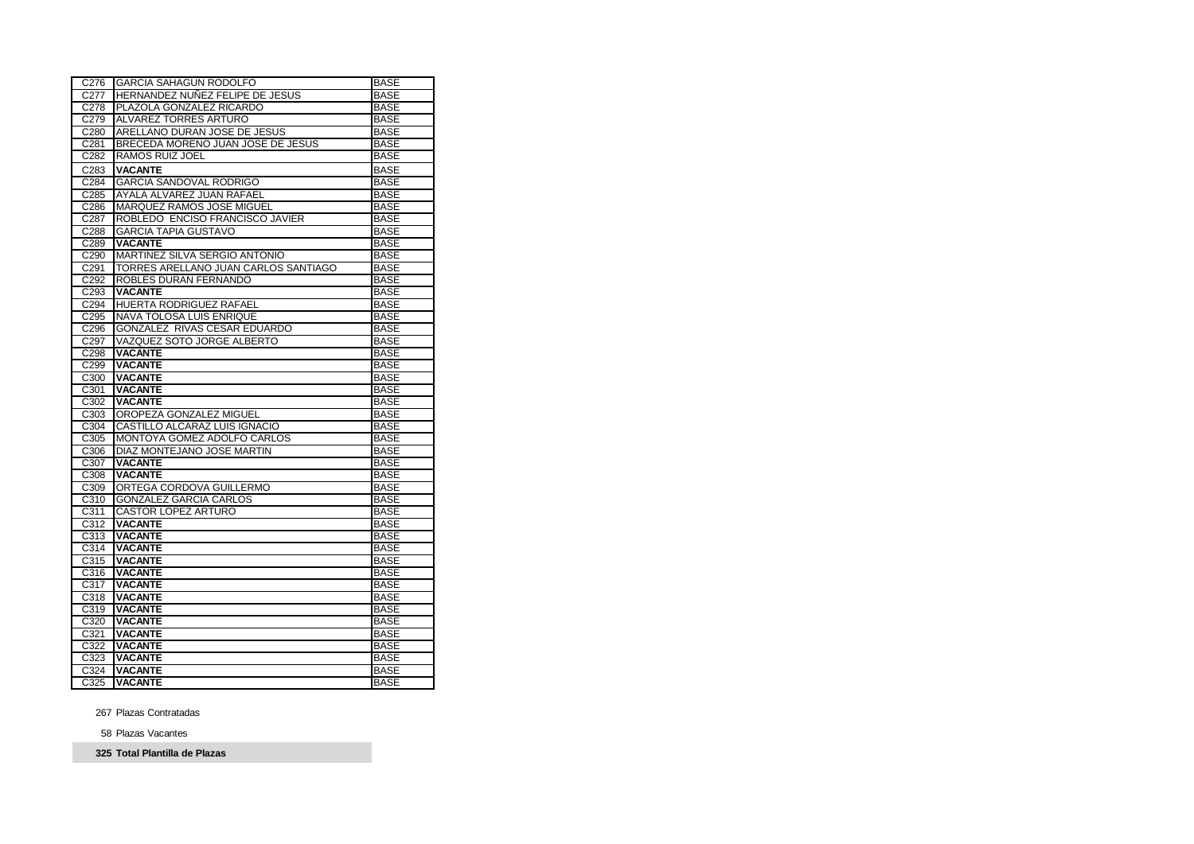| | | |
|---|---|---|
| C276 | GARCIA SAHAGUN RODOLFO | BASE |
| C277 | HERNANDEZ NUÑEZ FELIPE DE JESUS | BASE |
| C278 | PLAZOLA GONZALEZ RICARDO | BASE |
| C279 | ALVAREZ TORRES ARTURO | BASE |
| C280 | ARELLANO DURAN JOSE DE JESUS | BASE |
| C281 | BRECEDA MORENO JUAN JOSE DE JESUS | BASE |
| C282 | RAMOS RUIZ JOEL | BASE |
| C283 | **VACANTE** | BASE |
| C284 | GARCIA SANDOVAL RODRIGO | BASE |
| C285 | AYALA ALVAREZ JUAN RAFAEL | BASE |
| C286 | MARQUEZ RAMOS JOSE MIGUEL | BASE |
| C287 | ROBLEDO ENCISO FRANCISCO JAVIER | BASE |
| C288 | GARCIA TAPIA GUSTAVO | BASE |
| C289 | **VACANTE** | BASE |
| C290 | MARTINEZ SILVA SERGIO ANTONIO | BASE |
| C291 | TORRES ARELLANO JUAN CARLOS SANTIAGO | BASE |
| C292 | ROBLES DURAN FERNANDO | BASE |
| C293 | **VACANTE** | BASE |
| C294 | HUERTA RODRIGUEZ RAFAEL | BASE |
| C295 | NAVA TOLOSA LUIS ENRIQUE | BASE |
| C296 | GONZALEZ RIVAS CESAR EDUARDO | BASE |
| C297 | VAZQUEZ SOTO JORGE ALBERTO | BASE |
| C298 | **VACANTE** | BASE |
| C299 | **VACANTE** | BASE |
| C300 | **VACANTE** | BASE |
| C301 | **VACANTE** | BASE |
| C302 | **VACANTE** | BASE |
| C303 | OROPEZA GONZALEZ MIGUEL | BASE |
| C304 | CASTILLO ALCARAZ LUIS IGNACIO | BASE |
| C305 | MONTOYA GOMEZ ADOLFO CARLOS | BASE |
| C306 | DIAZ MONTEJANO JOSE MARTIN | BASE |
| C307 | **VACANTE** | BASE |
| C308 | **VACANTE** | BASE |
| C309 | ORTEGA CORDOVA GUILLERMO | BASE |
| C310 | GONZALEZ GARCIA CARLOS | BASE |
| C311 | CASTOR LOPEZ ARTURO | BASE |
| C312 | **VACANTE** | BASE |
| C313 | **VACANTE** | BASE |
| C314 | **VACANTE** | BASE |
| C315 | **VACANTE** | BASE |
| C316 | **VACANTE** | BASE |
| C317 | **VACANTE** | BASE |
| C318 | **VACANTE** | BASE |
| C319 | **VACANTE** | BASE |
| C320 | **VACANTE** | BASE |
| C321 | **VACANTE** | BASE |
| C322 | **VACANTE** | BASE |
| C323 | **VACANTE** | BASE |
| C324 | **VACANTE** | BASE |
| C325 | **VACANTE** | BASE |

267 Plazas Contratadas

58 Plazas Vacantes

**325 Total Plantilla de Plazas**